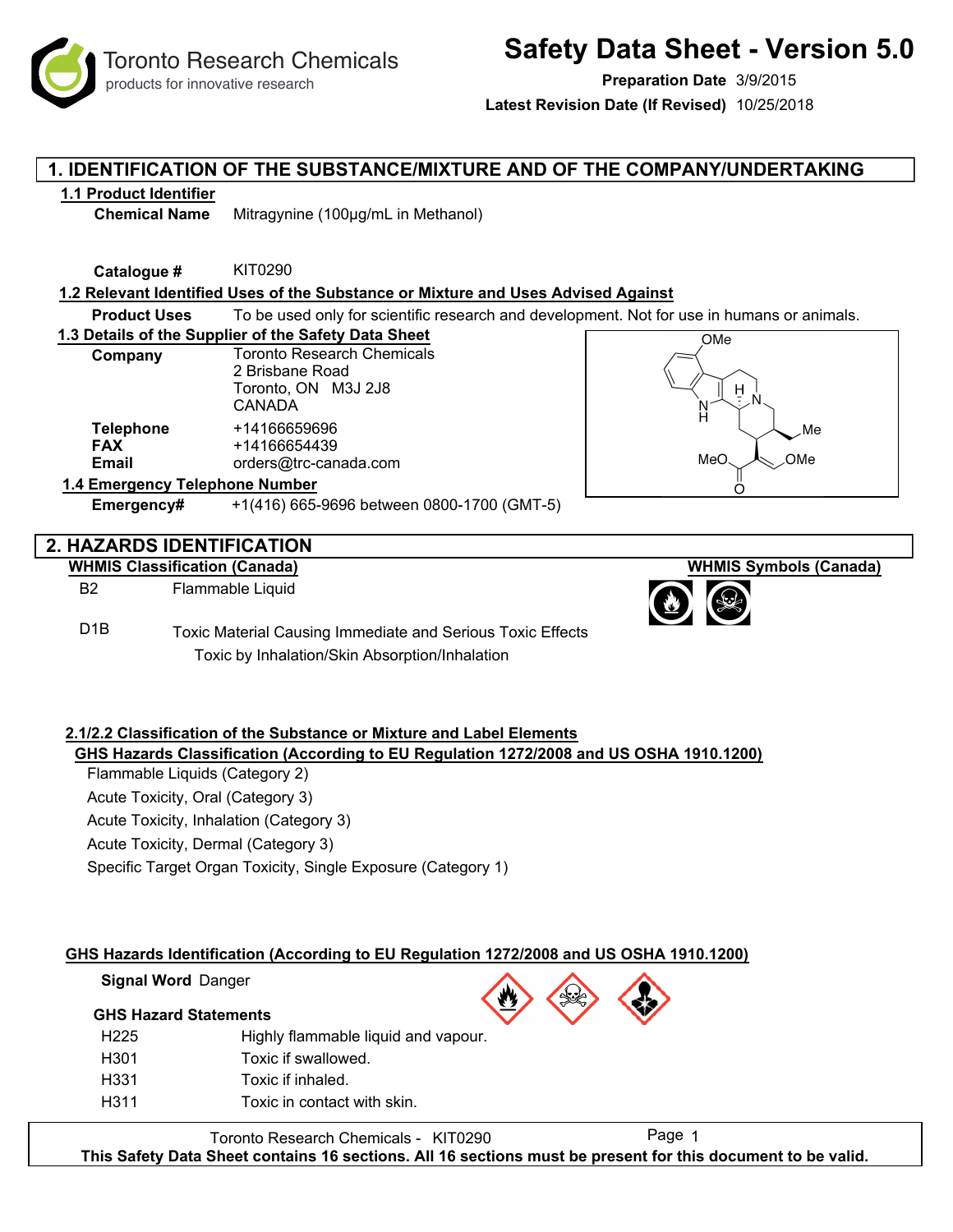Toronto Research Chemicals
products for innovative research

# Safety Data Sheet - Version 5.0

**Preparation Date** 3/9/2015

**Latest Revision Date (If Revised)** 10/25/2018

## 1. IDENTIFICATION OF THE SUBSTANCE/MIXTURE AND OF THE COMPANY/UNDERTAKING

### 1.1 Product Identifier

**Chemical Name** Mitragynine (100µg/mL in Methanol)

**Catalogue #** KIT0290

### 1.2 Relevant Identified Uses of the Substance or Mixture and Uses Advised Against

**Product Uses** To be used only for scientific research and development. Not for use in humans or animals.

### 1.3 Details of the Supplier of the Safety Data Sheet

**Company** Toronto Research Chemicals
2 Brisbane Road
Toronto, ON M3J 2J8
CANADA

**Telephone** +14166659696
**FAX** +14166654439
**Email** orders@trc-canada.com

### 1.4 Emergency Telephone Number

**Emergency#** +1(416) 665-9696 between 0800-1700 (GMT-5)

## 2. HAZARDS IDENTIFICATION

### WHMIS Classification (Canada)

WHMIS Symbols (Canada)

B2 Flammable Liquid

D1B Toxic Material Causing Immediate and Serious Toxic Effects
Toxic by Inhalation/Skin Absorption/Inhalation

### 2.1/2.2 Classification of the Substance or Mixture and Label Elements

#### GHS Hazards Classification (According to EU Regulation 1272/2008 and US OSHA 1910.1200)

Flammable Liquids (Category 2)
Acute Toxicity, Oral (Category 3)
Acute Toxicity, Inhalation (Category 3)
Acute Toxicity, Dermal (Category 3)
Specific Target Organ Toxicity, Single Exposure (Category 1)

#### GHS Hazards Identification (According to EU Regulation 1272/2008 and US OSHA 1910.1200)

**Signal Word** Danger

**GHS Hazard Statements**

| | |
|---|---|
| H225 | Highly flammable liquid and vapour. |
| H301 | Toxic if swallowed. |
| H331 | Toxic if inhaled. |
| H311 | Toxic in contact with skin. |

**This Safety Data Sheet contains 16 sections. All 16 sections must be present for this document to be valid.**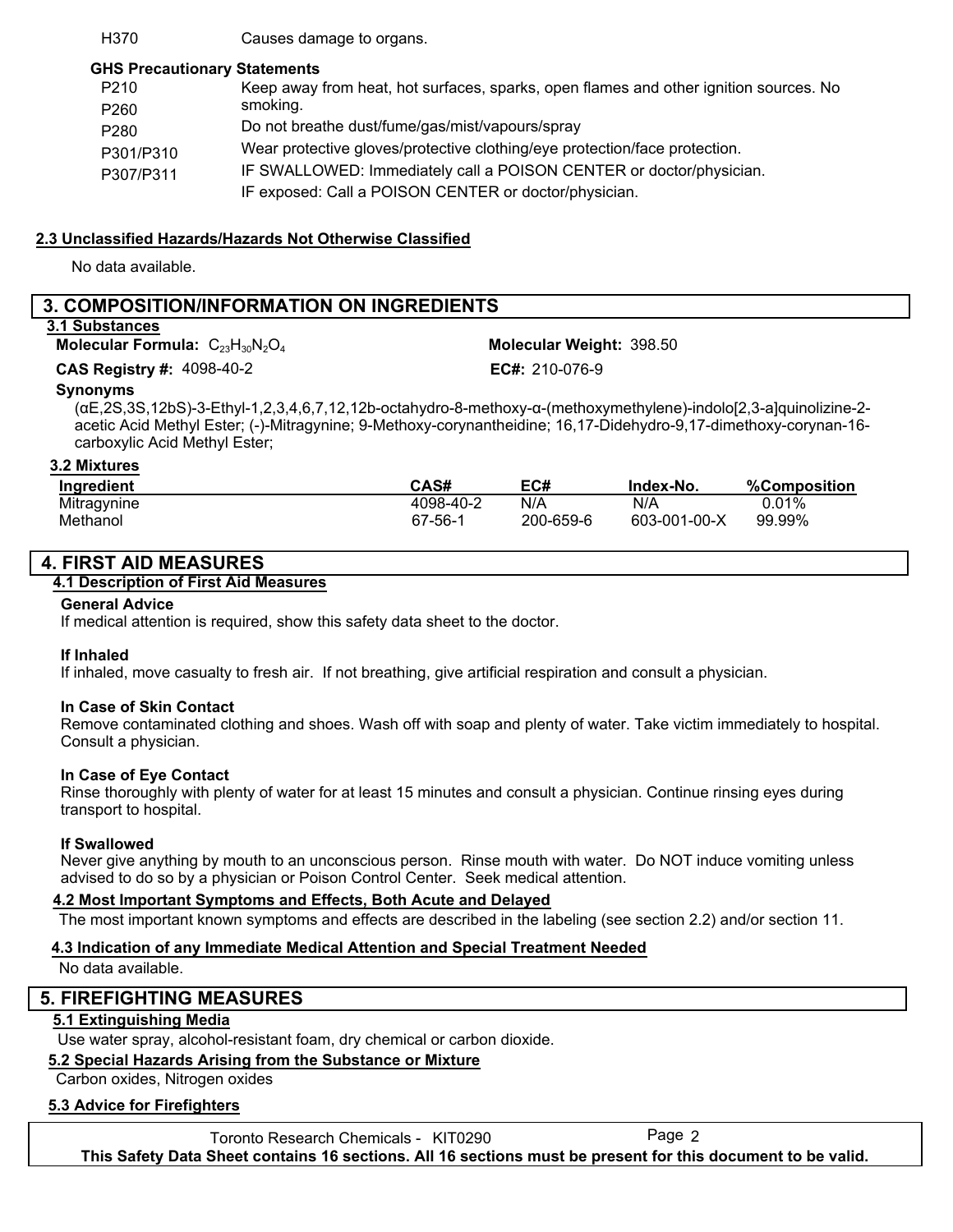| | |
|---|---|
| H370 | Causes damage to organs. |

**GHS Precautionary Statements**

| | |
|---|---|
| P210 | Keep away from heat, hot surfaces, sparks, open flames and other ignition sources. No smoking. |
| P260 | Do not breathe dust/fume/gas/mist/vapours/spray |
| P280 | Wear protective gloves/protective clothing/eye protection/face protection. |
| P301/P310 | IF SWALLOWED: Immediately call a POISON CENTER or doctor/physician. |
| P307/P311 | IF exposed: Call a POISON CENTER or doctor/physician. |

### 2.3 Unclassified Hazards/Hazards Not Otherwise Classified

No data available.

## 3. COMPOSITION/INFORMATION ON INGREDIENTS

### 3.1 Substances

**Molecular Formula:** $C_{23}H_{30}N_2O_4$

**Molecular Weight:** 398.50

**CAS Registry #:** 4098-40-2

**EC#:** 210-076-9

**Synonyms**

(αE,2S,3S,12bS)-3-Ethyl-1,2,3,4,6,7,12,12b-octahydro-8-methoxy-α-(methoxymethylene)-indolo[2,3-a]quinolizine-2-acetic Acid Methyl Ester; (-)-Mitragynine; 9-Methoxy-corynantheidine; 16,17-Didehydro-9,17-dimethoxy-corynan-16-carboxylic Acid Methyl Ester;

### 3.2 Mixtures

| Ingredient | CAS# | EC# | Index-No. | %Composition |
|---|---|---|---|---|
| Mitragynine | 4098-40-2 | N/A | N/A | 0.01% |
| Methanol | 67-56-1 | 200-659-6 | 603-001-00-X | 99.99% |

## 4. FIRST AID MEASURES

### 4.1 Description of First Aid Measures

**General Advice**

If medical attention is required, show this safety data sheet to the doctor.

**If Inhaled**

If inhaled, move casualty to fresh air. If not breathing, give artificial respiration and consult a physician.

**In Case of Skin Contact**

Remove contaminated clothing and shoes. Wash off with soap and plenty of water. Take victim immediately to hospital. Consult a physician.

**In Case of Eye Contact**

Rinse thoroughly with plenty of water for at least 15 minutes and consult a physician. Continue rinsing eyes during transport to hospital.

**If Swallowed**

Never give anything by mouth to an unconscious person. Rinse mouth with water. Do NOT induce vomiting unless advised to do so by a physician or Poison Control Center. Seek medical attention.

### 4.2 Most Important Symptoms and Effects, Both Acute and Delayed

The most important known symptoms and effects are described in the labeling (see section 2.2) and/or section 11.

### 4.3 Indication of any Immediate Medical Attention and Special Treatment Needed

No data available.

## 5. FIREFIGHTING MEASURES

### 5.1 Extinguishing Media

Use water spray, alcohol-resistant foam, dry chemical or carbon dioxide.

### 5.2 Special Hazards Arising from the Substance or Mixture

Carbon oxides, Nitrogen oxides

### 5.3 Advice for Firefighters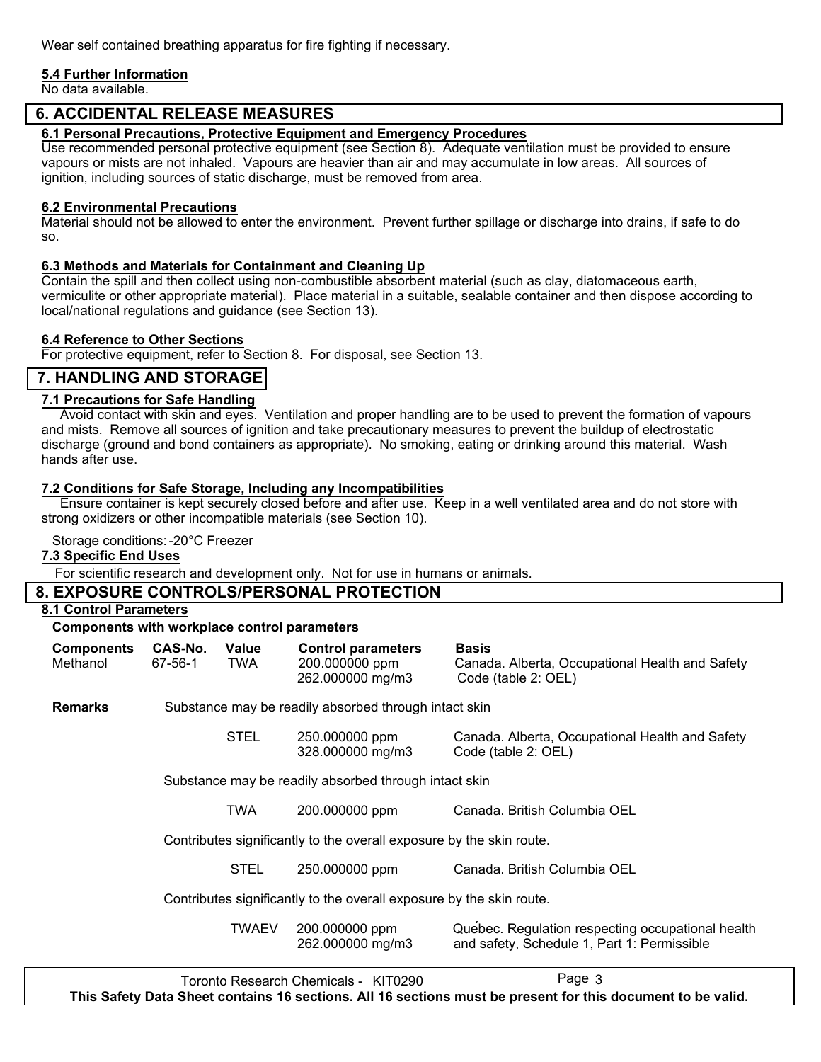Wear self contained breathing apparatus for fire fighting if necessary.

### 5.4 Further Information

No data available.

## 6. ACCIDENTAL RELEASE MEASURES

### 6.1 Personal Precautions, Protective Equipment and Emergency Procedures

Use recommended personal protective equipment (see Section 8). Adequate ventilation must be provided to ensure vapours or mists are not inhaled. Vapours are heavier than air and may accumulate in low areas. All sources of ignition, including sources of static discharge, must be removed from area.

### 6.2 Environmental Precautions

Material should not be allowed to enter the environment. Prevent further spillage or discharge into drains, if safe to do so.

### 6.3 Methods and Materials for Containment and Cleaning Up

Contain the spill and then collect using non-combustible absorbent material (such as clay, diatomaceous earth, vermiculite or other appropriate material). Place material in a suitable, sealable container and then dispose according to local/national regulations and guidance (see Section 13).

### 6.4 Reference to Other Sections

For protective equipment, refer to Section 8. For disposal, see Section 13.

## 7. HANDLING AND STORAGE

### 7.1 Precautions for Safe Handling

Avoid contact with skin and eyes. Ventilation and proper handling are to be used to prevent the formation of vapours and mists. Remove all sources of ignition and take precautionary measures to prevent the buildup of electrostatic discharge (ground and bond containers as appropriate). No smoking, eating or drinking around this material. Wash hands after use.

### 7.2 Conditions for Safe Storage, Including any Incompatibilities

Ensure container is kept securely closed before and after use. Keep in a well ventilated area and do not store with strong oxidizers or other incompatible materials (see Section 10).

Storage conditions: -20°C Freezer

### 7.3 Specific End Uses

For scientific research and development only. Not for use in humans or animals.

## 8. EXPOSURE CONTROLS/PERSONAL PROTECTION

### 8.1 Control Parameters

**Components with workplace control parameters**

| Components | CAS-No. | Value | Control parameters | Basis |
|---|---|---|---|---|
| Methanol | 67-56-1 | TWA | 200.000000 ppm<br>262.000000 mg/m3 | Canada. Alberta, Occupational Health and Safety Code (table 2: OEL) |
| **Remarks** | Substance may be readily absorbed through intact skin | | | |
| | | STEL | 250.000000 ppm<br>328.000000 mg/m3 | Canada. Alberta, Occupational Health and Safety Code (table 2: OEL) |
| | Substance may be readily absorbed through intact skin | | | |
| | | TWA | 200.000000 ppm | Canada. British Columbia OEL |
| | Contributes significantly to the overall exposure by the skin route. | | | |
| | | STEL | 250.000000 ppm | Canada. British Columbia OEL |
| | Contributes significantly to the overall exposure by the skin route. | | | |
| | | TWAEV | 200.000000 ppm<br>262.000000 mg/m3 | Québec. Regulation respecting occupational health and safety, Schedule 1, Part 1: Permissible |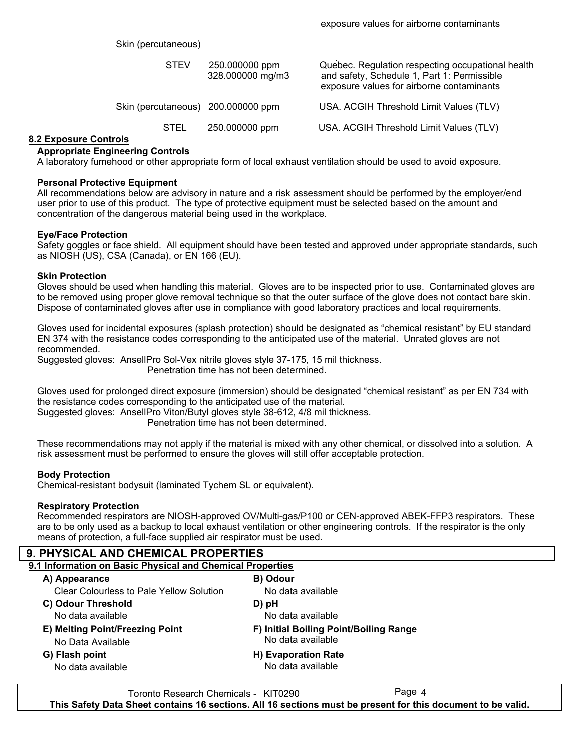| | | | |
|---|---|---|---|
| | | | exposure values for airborne contaminants |
| Skin (percutaneous) | | | |
| | STEV | 250.000000 ppm<br>328.000000 mg/m3 | Québec. Regulation respecting occupational health and safety, Schedule 1, Part 1: Permissible exposure values for airborne contaminants |
| Skin (percutaneous) | | 200.000000 ppm | USA. ACGIH Threshold Limit Values (TLV) |
| | STEL | 250.000000 ppm | USA. ACGIH Threshold Limit Values (TLV) |

### 8.2 Exposure Controls

**Appropriate Engineering Controls**

A laboratory fumehood or other appropriate form of local exhaust ventilation should be used to avoid exposure.

**Personal Protective Equipment**

All recommendations below are advisory in nature and a risk assessment should be performed by the employer/end user prior to use of this product. The type of protective equipment must be selected based on the amount and concentration of the dangerous material being used in the workplace.

**Eye/Face Protection**

Safety goggles or face shield. All equipment should have been tested and approved under appropriate standards, such as NIOSH (US), CSA (Canada), or EN 166 (EU).

**Skin Protection**

Gloves should be used when handling this material. Gloves are to be inspected prior to use. Contaminated gloves are to be removed using proper glove removal technique so that the outer surface of the glove does not contact bare skin. Dispose of contaminated gloves after use in compliance with good laboratory practices and local requirements.

Gloves used for incidental exposures (splash protection) should be designated as "chemical resistant" by EU standard EN 374 with the resistance codes corresponding to the anticipated use of the material. Unrated gloves are not recommended.

Suggested gloves: AnsellPro Sol-Vex nitrile gloves style 37-175, 15 mil thickness.
Penetration time has not been determined.

Gloves used for prolonged direct exposure (immersion) should be designated "chemical resistant" as per EN 734 with the resistance codes corresponding to the anticipated use of the material.

Suggested gloves: AnsellPro Viton/Butyl gloves style 38-612, 4/8 mil thickness.
Penetration time has not been determined.

These recommendations may not apply if the material is mixed with any other chemical, or dissolved into a solution. A risk assessment must be performed to ensure the gloves will still offer acceptable protection.

**Body Protection**

Chemical-resistant bodysuit (laminated Tychem SL or equivalent).

**Respiratory Protection**

Recommended respirators are NIOSH-approved OV/Multi-gas/P100 or CEN-approved ABEK-FFP3 respirators. These are to be only used as a backup to local exhaust ventilation or other engineering controls. If the respirator is the only means of protection, a full-face supplied air respirator must be used.

## 9. PHYSICAL AND CHEMICAL PROPERTIES

### 9.1 Information on Basic Physical and Chemical Properties

**A) Appearance**
Clear Colourless to Pale Yellow Solution

**B) Odour**
No data available

**C) Odour Threshold**
No data available

**D) pH**
No data available

**E) Melting Point/Freezing Point**
No Data Available

**F) Initial Boiling Point/Boiling Range**
No data available

**G) Flash point**
No data available

**H) Evaporation Rate**
No data available

Toronto Research Chemicals - KIT0290

This Safety Data Sheet contains 16 sections. All 16 sections must be present for this document to be valid.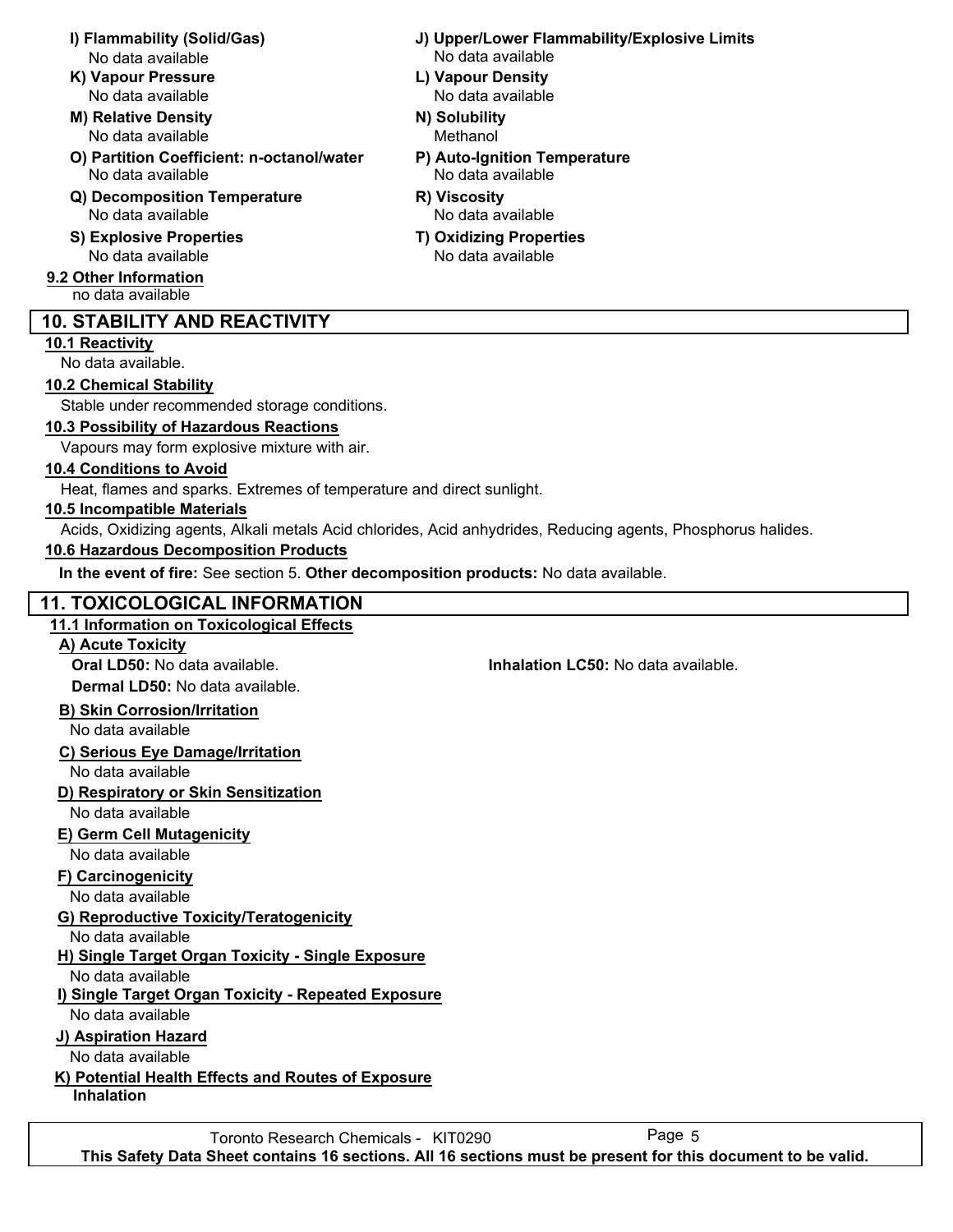**I) Flammability (Solid/Gas)**
No data available

**J) Upper/Lower Flammability/Explosive Limits**
No data available

**K) Vapour Pressure**
No data available

**L) Vapour Density**
No data available

**M) Relative Density**
No data available

**N) Solubility**
Methanol

**O) Partition Coefficient: n-octanol/water**
No data available

**P) Auto-Ignition Temperature**
No data available

**Q) Decomposition Temperature**
No data available

**R) Viscosity**
No data available

**S) Explosive Properties**
No data available

**T) Oxidizing Properties**
No data available

**9.2 Other Information**
no data available

## 10. STABILITY AND REACTIVITY

**10.1 Reactivity**
No data available.

**10.2 Chemical Stability**
Stable under recommended storage conditions.

**10.3 Possibility of Hazardous Reactions**
Vapours may form explosive mixture with air.

**10.4 Conditions to Avoid**
Heat, flames and sparks. Extremes of temperature and direct sunlight.

**10.5 Incompatible Materials**
Acids, Oxidizing agents, Alkali metals Acid chlorides, Acid anhydrides, Reducing agents, Phosphorus halides.

**10.6 Hazardous Decomposition Products**
**In the event of fire:** See section 5. **Other decomposition products:** No data available.

## 11. TOXICOLOGICAL INFORMATION

**11.1 Information on Toxicological Effects**

**A) Acute Toxicity**
**Oral LD50:** No data available.
**Inhalation LC50:** No data available.
**Dermal LD50:** No data available.

**B) Skin Corrosion/Irritation**
No data available

**C) Serious Eye Damage/Irritation**
No data available

**D) Respiratory or Skin Sensitization**
No data available

**E) Germ Cell Mutagenicity**
No data available

**F) Carcinogenicity**
No data available

**G) Reproductive Toxicity/Teratogenicity**
No data available

**H) Single Target Organ Toxicity - Single Exposure**
No data available

**I) Single Target Organ Toxicity - Repeated Exposure**
No data available

**J) Aspiration Hazard**
No data available

**K) Potential Health Effects and Routes of Exposure**
**Inhalation**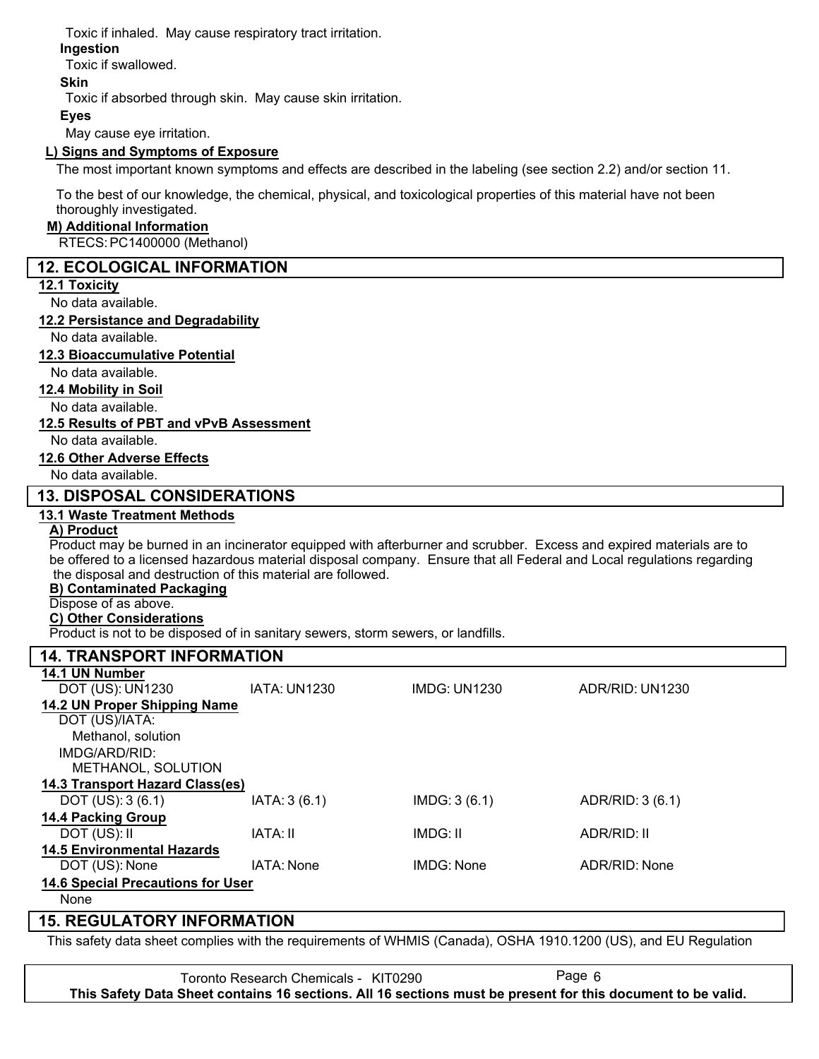Toxic if inhaled. May cause respiratory tract irritation.

**Ingestion**

Toxic if swallowed.

**Skin**

Toxic if absorbed through skin. May cause skin irritation.

**Eyes**

May cause eye irritation.

**L) Signs and Symptoms of Exposure**

The most important known symptoms and effects are described in the labeling (see section 2.2) and/or section 11.

To the best of our knowledge, the chemical, physical, and toxicological properties of this material have not been thoroughly investigated.

**M) Additional Information**

RTECS: PC1400000 (Methanol)

## 12. ECOLOGICAL INFORMATION

**12.1 Toxicity**

No data available.

**12.2 Persistance and Degradability**

No data available.

**12.3 Bioaccumulative Potential**

No data available.

**12.4 Mobility in Soil**

No data available.

**12.5 Results of PBT and vPvB Assessment**

No data available.

**12.6 Other Adverse Effects**

No data available.

## 13. DISPOSAL CONSIDERATIONS

**13.1 Waste Treatment Methods**

**A) Product**

Product may be burned in an incinerator equipped with afterburner and scrubber. Excess and expired materials are to be offered to a licensed hazardous material disposal company. Ensure that all Federal and Local regulations regarding the disposal and destruction of this material are followed.

**B) Contaminated Packaging**

Dispose of as above.

**C) Other Considerations**

Product is not to be disposed of in sanitary sewers, storm sewers, or landfills.

## 14. TRANSPORT INFORMATION

**14.1 UN Number**

| | | | |
|---|---|---|---|
| DOT (US): UN1230 | IATA: UN1230 | IMDG: UN1230 | ADR/RID: UN1230 |

**14.2 UN Proper Shipping Name**

DOT (US)/IATA:
Methanol, solution

IMDG/ARD/RID:
METHANOL, SOLUTION

**14.3 Transport Hazard Class(es)**

| | | | |
|---|---|---|---|
| DOT (US): 3 (6.1) | IATA: 3 (6.1) | IMDG: 3 (6.1) | ADR/RID: 3 (6.1) |

**14.4 Packing Group**

| | | | |
|---|---|---|---|
| DOT (US): II | IATA: II | IMDG: II | ADR/RID: II |

**14.5 Environmental Hazards**

| | | | |
|---|---|---|---|
| DOT (US): None | IATA: None | IMDG: None | ADR/RID: None |

**14.6 Special Precautions for User**

None

## 15. REGULATORY INFORMATION

This safety data sheet complies with the requirements of WHMIS (Canada), OSHA 1910.1200 (US), and EU Regulation

Toronto Research Chemicals - KIT0290

**This Safety Data Sheet contains 16 sections. All 16 sections must be present for this document to be valid.**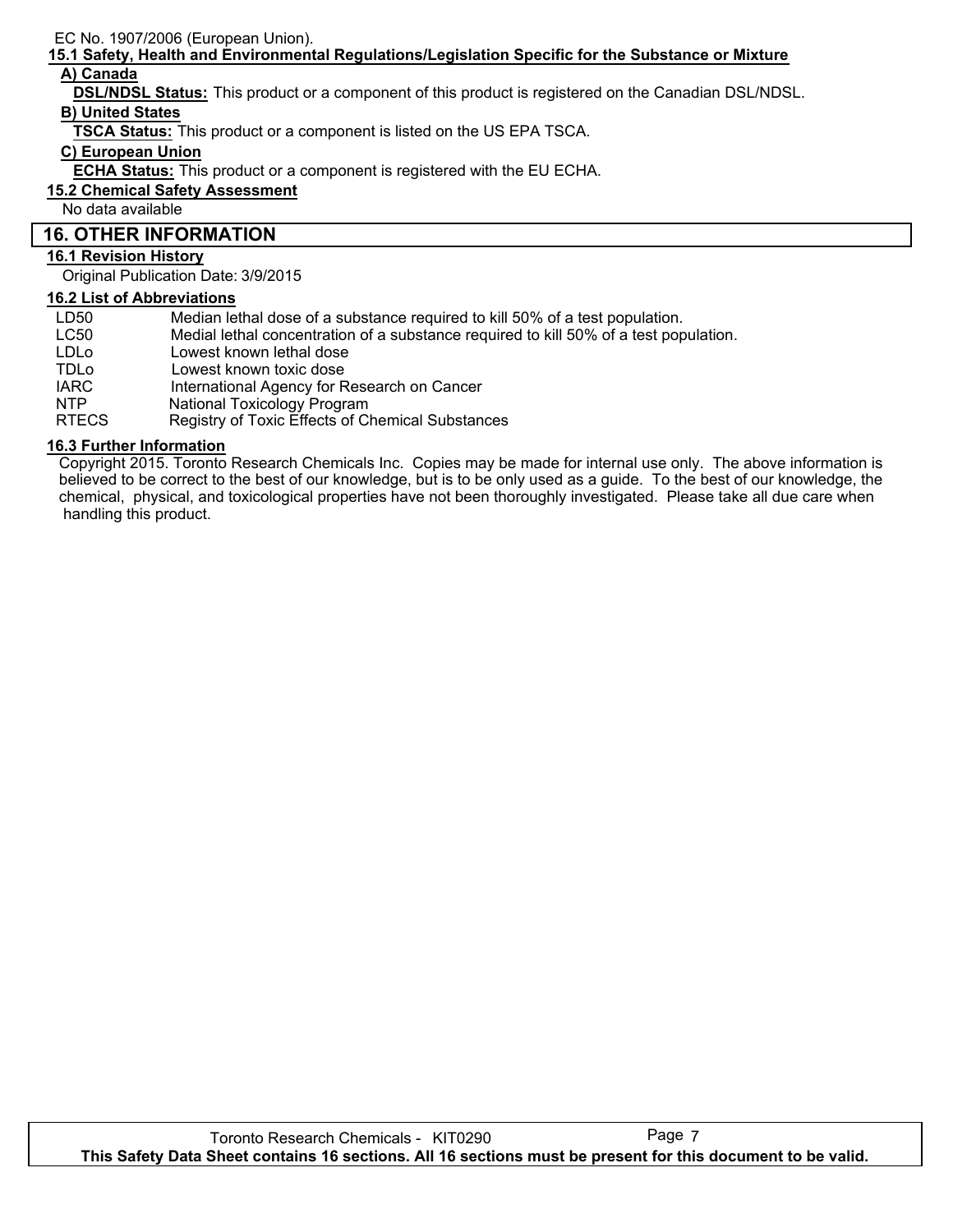EC No. 1907/2006 (European Union).

**15.1 Safety, Health and Environmental Regulations/Legislation Specific for the Substance or Mixture**

**A) Canada**

**DSL/NDSL Status:** This product or a component of this product is registered on the Canadian DSL/NDSL.

**B) United States**

**TSCA Status:** This product or a component is listed on the US EPA TSCA.

**C) European Union**

**ECHA Status:** This product or a component is registered with the EU ECHA.

**15.2 Chemical Safety Assessment**

No data available

## 16. OTHER INFORMATION

**16.1 Revision History**

Original Publication Date: 3/9/2015

**16.2 List of Abbreviations**

| | |
|---|---|
| LD50 | Median lethal dose of a substance required to kill 50% of a test population. |
| LC50 | Medial lethal concentration of a substance required to kill 50% of a test population. |
| LDLo | Lowest known lethal dose |
| TDLo | Lowest known toxic dose |
| IARC | International Agency for Research on Cancer |
| NTP | National Toxicology Program |
| RTECS | Registry of Toxic Effects of Chemical Substances |

**16.3 Further Information**

Copyright 2015. Toronto Research Chemicals Inc. Copies may be made for internal use only. The above information is believed to be correct to the best of our knowledge, but is to be only used as a guide. To the best of our knowledge, the chemical, physical, and toxicological properties have not been thoroughly investigated. Please take all due care when handling this product.

Toronto Research Chemicals - KIT0290

**This Safety Data Sheet contains 16 sections. All 16 sections must be present for this document to be valid.**